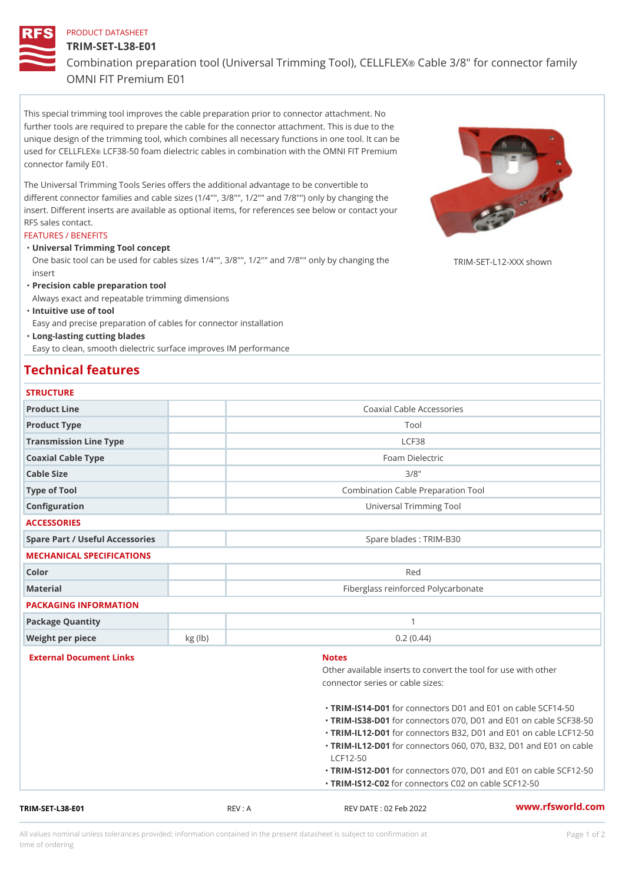PRODUCT DATASHEET

# TRIM-SET-L38-E01

Combination preparation tool (Universal Trimming Tool), CELLFLEX® Cable 3/8" for connector family OMNI FIT Premium E01

This special trimming tool improves the cable preparation prior to connector attachment. No further tools are required to prepare the cable for the connector attachment. This is due to the unique design of the trimming tool, which combines all necessary functions in one tool. It can be used for CELLFLEX® LCF38-50 foam dielectric cables in combination with the OMNI FIT Premium connector family E01.

The Universal Trimming Tools Series offers the additional advantage to be convertible to different connector families and cable sizes (1/4"", 3/8"", 1/2"" and 7/8"") only by changing the insert. Different inserts are available as optional items, for references see below or contact your RFS sales contact.

TRIM-SET-L12-XXX shown

FEATURES / BENEFITS

- **Universal Trimming Tool concept**
  One basic tool can be used for cables sizes 1/4"", 3/8"", 1/2"" and 7/8"" only by changing the insert
- **Precision cable preparation tool**
  Always exact and repeatable trimming dimensions
- **Intuitive use of tool**
  Easy and precise preparation of cables for connector installation
- **Long-lasting cutting blades**
  Easy to clean, smooth dielectric surface improves IM performance

## Technical features

### STRUCTURE

| | | |
|---|---|---|
| Product Line | | Coaxial Cable Accessories |
| Product Type | | Tool |
| Transmission Line Type | | LCF38 |
| Coaxial Cable Type | | Foam Dielectric |
| Cable Size | | 3/8" |
| Type of Tool | | Combination Cable Preparation Tool |
| Configuration | | Universal Trimming Tool |

### ACCESSORIES

| | | |
|---|---|---|
| Spare Part / Useful Accessories | | Spare blades : TRIM-B30 |

### MECHANICAL SPECIFICATIONS

| | | |
|---|---|---|
| Color | | Red |
| Material | | Fiberglass reinforced Polycarbonate |

### PACKAGING INFORMATION

| | | |
|---|---|---|
| Package Quantity | | 1 |
| Weight per piece | kg (lb) | 0.2 (0.44) |

### External Document Links

### Notes

Other available inserts to convert the tool for use with other connector series or cable sizes:

- **TRIM-IS14-D01** for connectors D01 and E01 on cable SCF14-50
- **TRIM-IS38-D01** for connectors 070, D01 and E01 on cable SCF38-50
- **TRIM-IL12-D01** for connectors B32, D01 and E01 on cable LCF12-50
- **TRIM-IL12-D01** for connectors 060, 070, B32, D01 and E01 on cable LCF12-50
- **TRIM-IS12-D01** for connectors 070, D01 and E01 on cable SCF12-50
- **TRIM-IS12-C02** for connectors C02 on cable SCF12-50

TRIM-SET-L38-E01 REV : A REV DATE : 02 Feb 2022 www.rfsworld.com

All values nominal unless tolerances provided; information contained in the present datasheet is subject to confirmation at time of ordering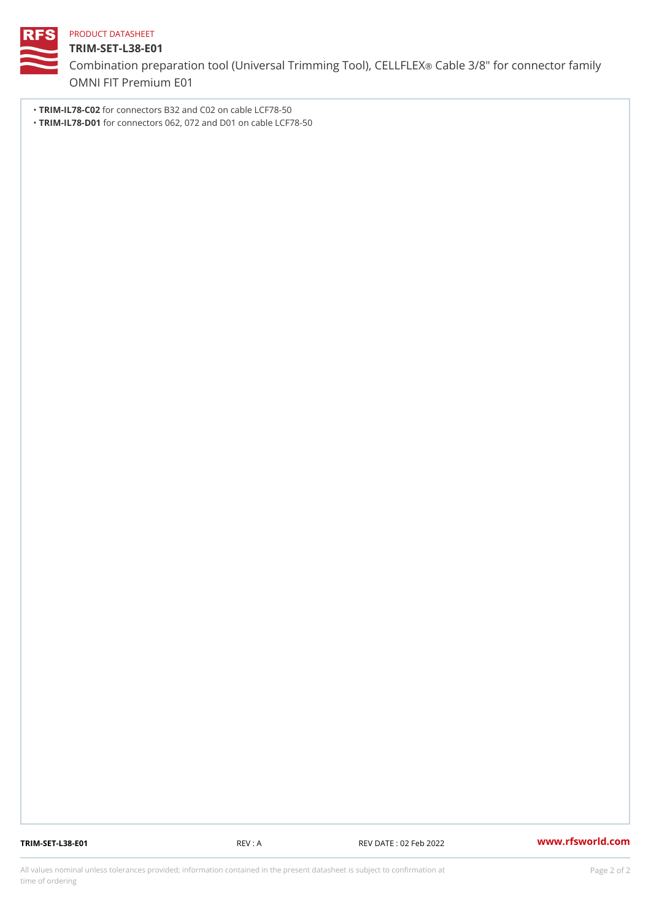- **TRIM-IL78-C02** for connectors B32 and C02 on cable LCF78-50
- **TRIM-IL78-D01** for connectors 062, 072 and D01 on cable LCF78-50